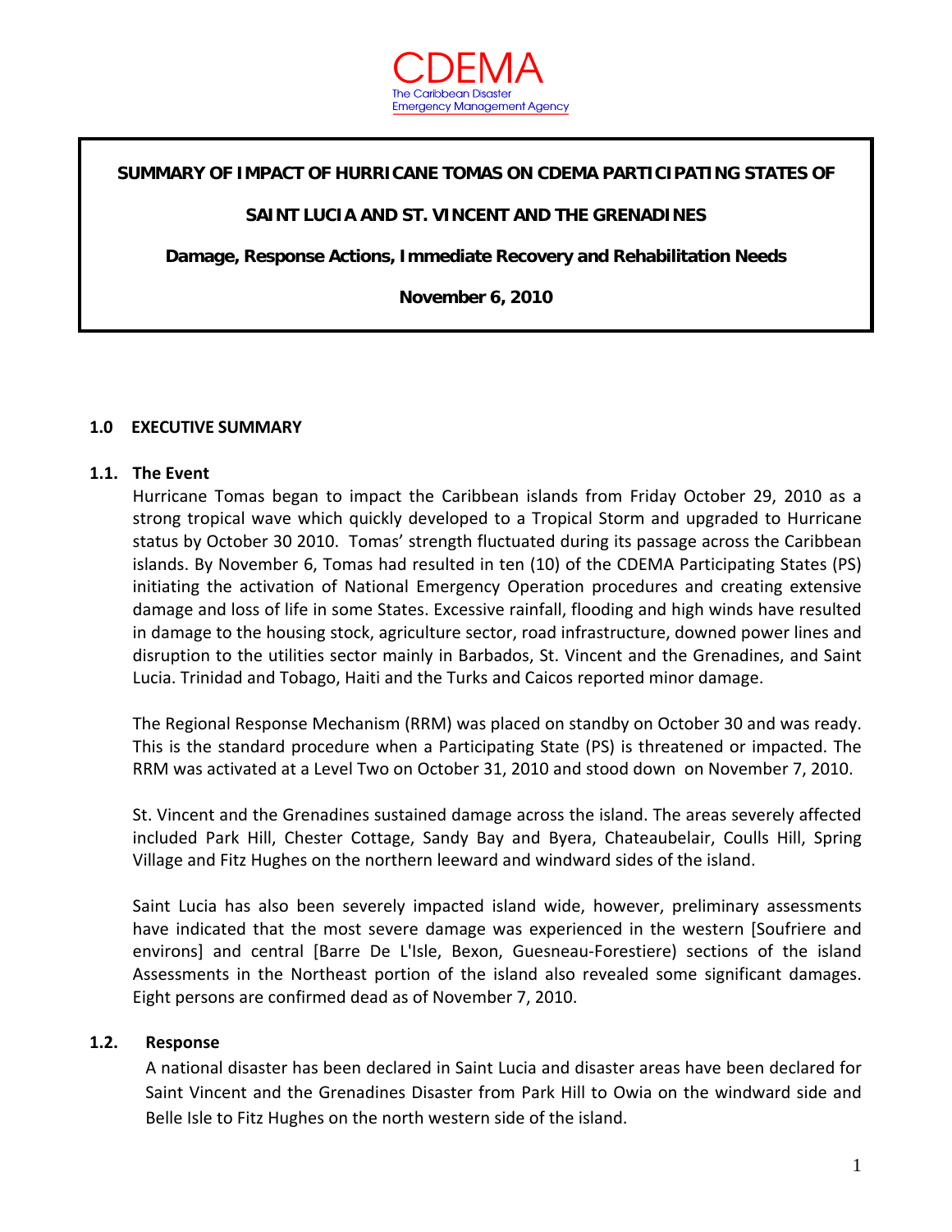CDEMA

The Caribbean Disaster Emergency Management Agency

**SUMMARY OF IMPACT OF HURRICANE TOMAS ON CDEMA PARTICIPATING STATES OF**

**SAINT LUCIA AND ST. VINCENT AND THE GRENADINES**

**Damage, Response Actions, Immediate Recovery and Rehabilitation Needs**

**November 6, 2010**

## 1.0 EXECUTIVE SUMMARY

### 1.1. The Event

Hurricane Tomas began to impact the Caribbean islands from Friday October 29, 2010 as a strong tropical wave which quickly developed to a Tropical Storm and upgraded to Hurricane status by October 30 2010. Tomas' strength fluctuated during its passage across the Caribbean islands. By November 6, Tomas had resulted in ten (10) of the CDEMA Participating States (PS) initiating the activation of National Emergency Operation procedures and creating extensive damage and loss of life in some States. Excessive rainfall, flooding and high winds have resulted in damage to the housing stock, agriculture sector, road infrastructure, downed power lines and disruption to the utilities sector mainly in Barbados, St. Vincent and the Grenadines, and Saint Lucia. Trinidad and Tobago, Haiti and the Turks and Caicos reported minor damage.

The Regional Response Mechanism (RRM) was placed on standby on October 30 and was ready. This is the standard procedure when a Participating State (PS) is threatened or impacted. The RRM was activated at a Level Two on October 31, 2010 and stood down on November 7, 2010.

St. Vincent and the Grenadines sustained damage across the island. The areas severely affected included Park Hill, Chester Cottage, Sandy Bay and Byera, Chateaubelair, Coulls Hill, Spring Village and Fitz Hughes on the northern leeward and windward sides of the island.

Saint Lucia has also been severely impacted island wide, however, preliminary assessments have indicated that the most severe damage was experienced in the western [Soufriere and environs] and central [Barre De L'Isle, Bexon, Guesneau-Forestiere) sections of the island Assessments in the Northeast portion of the island also revealed some significant damages. Eight persons are confirmed dead as of November 7, 2010.

### 1.2. Response

A national disaster has been declared in Saint Lucia and disaster areas have been declared for Saint Vincent and the Grenadines Disaster from Park Hill to Owia on the windward side and Belle Isle to Fitz Hughes on the north western side of the island.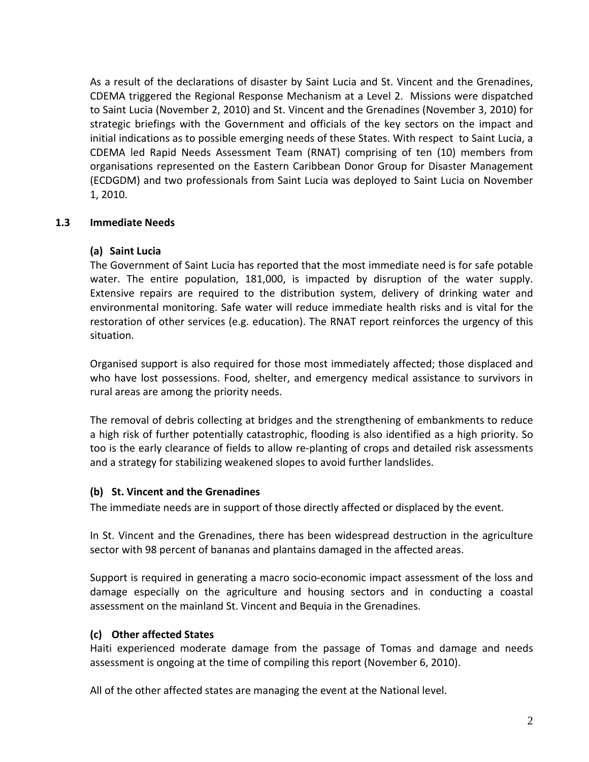As a result of the declarations of disaster by Saint Lucia and St. Vincent and the Grenadines, CDEMA triggered the Regional Response Mechanism at a Level 2. Missions were dispatched to Saint Lucia (November 2, 2010) and St. Vincent and the Grenadines (November 3, 2010) for strategic briefings with the Government and officials of the key sectors on the impact and initial indications as to possible emerging needs of these States. With respect to Saint Lucia, a CDEMA led Rapid Needs Assessment Team (RNAT) comprising of ten (10) members from organisations represented on the Eastern Caribbean Donor Group for Disaster Management (ECDGDM) and two professionals from Saint Lucia was deployed to Saint Lucia on November 1, 2010.

### 1.3 Immediate Needs

#### (a) Saint Lucia

The Government of Saint Lucia has reported that the most immediate need is for safe potable water. The entire population, 181,000, is impacted by disruption of the water supply. Extensive repairs are required to the distribution system, delivery of drinking water and environmental monitoring. Safe water will reduce immediate health risks and is vital for the restoration of other services (e.g. education). The RNAT report reinforces the urgency of this situation.

Organised support is also required for those most immediately affected; those displaced and who have lost possessions. Food, shelter, and emergency medical assistance to survivors in rural areas are among the priority needs.

The removal of debris collecting at bridges and the strengthening of embankments to reduce a high risk of further potentially catastrophic, flooding is also identified as a high priority. So too is the early clearance of fields to allow re-planting of crops and detailed risk assessments and a strategy for stabilizing weakened slopes to avoid further landslides.

#### (b) St. Vincent and the Grenadines

The immediate needs are in support of those directly affected or displaced by the event.

In St. Vincent and the Grenadines, there has been widespread destruction in the agriculture sector with 98 percent of bananas and plantains damaged in the affected areas.

Support is required in generating a macro socio-economic impact assessment of the loss and damage especially on the agriculture and housing sectors and in conducting a coastal assessment on the mainland St. Vincent and Bequia in the Grenadines.

#### (c) Other affected States

Haiti experienced moderate damage from the passage of Tomas and damage and needs assessment is ongoing at the time of compiling this report (November 6, 2010).

All of the other affected states are managing the event at the National level.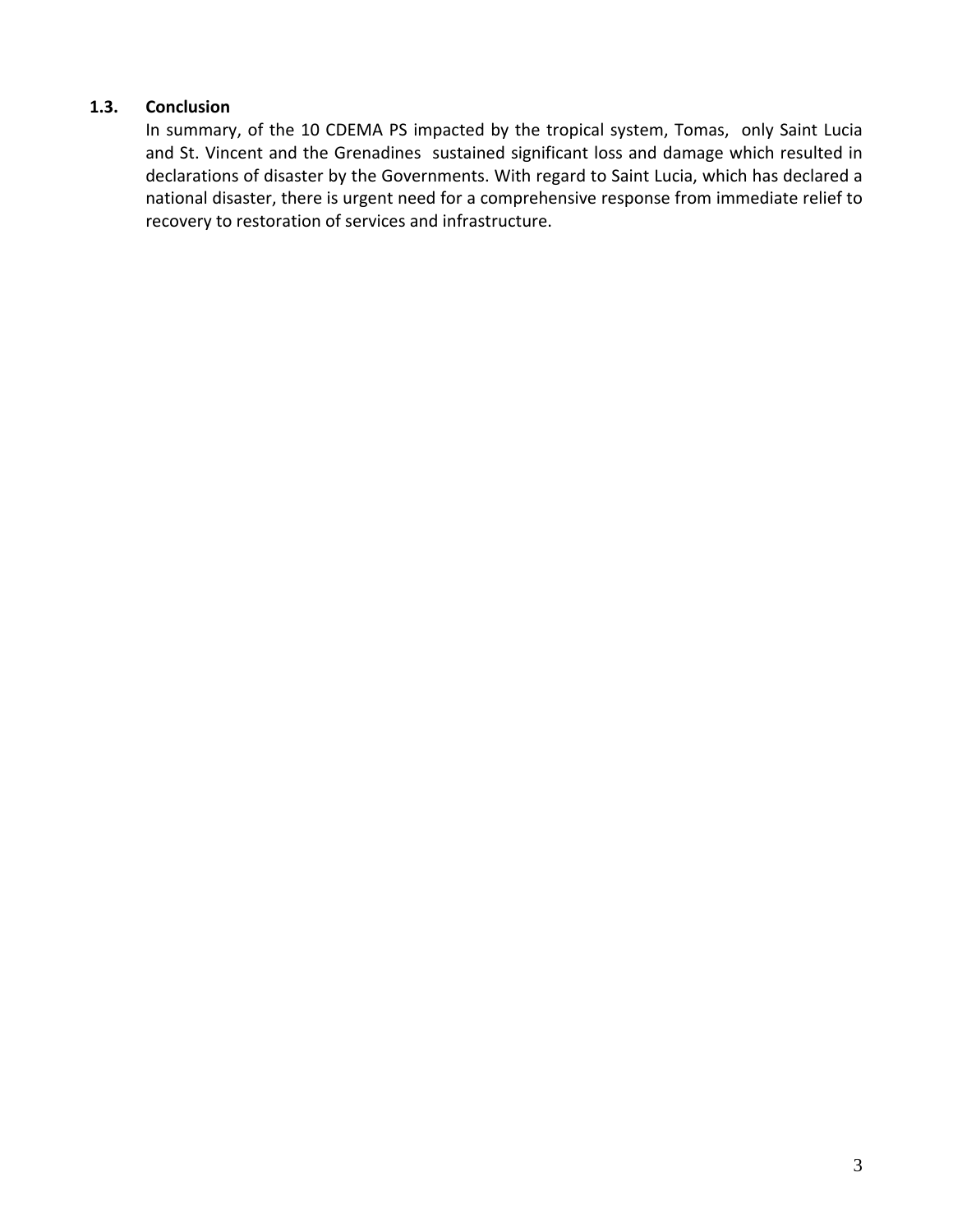### 1.3. Conclusion

In summary, of the 10 CDEMA PS impacted by the tropical system, Tomas, only Saint Lucia and St. Vincent and the Grenadines sustained significant loss and damage which resulted in declarations of disaster by the Governments. With regard to Saint Lucia, which has declared a national disaster, there is urgent need for a comprehensive response from immediate relief to recovery to restoration of services and infrastructure.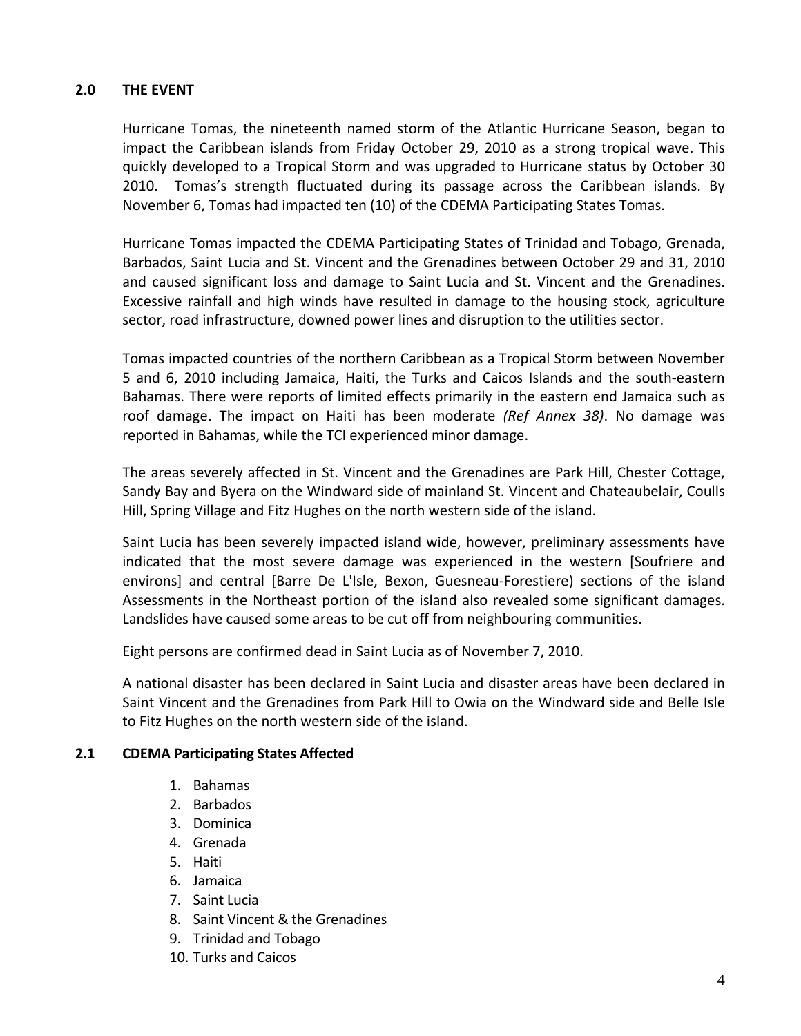## 2.0 THE EVENT

Hurricane Tomas, the nineteenth named storm of the Atlantic Hurricane Season, began to impact the Caribbean islands from Friday October 29, 2010 as a strong tropical wave. This quickly developed to a Tropical Storm and was upgraded to Hurricane status by October 30 2010. Tomas's strength fluctuated during its passage across the Caribbean islands. By November 6, Tomas had impacted ten (10) of the CDEMA Participating States Tomas.

Hurricane Tomas impacted the CDEMA Participating States of Trinidad and Tobago, Grenada, Barbados, Saint Lucia and St. Vincent and the Grenadines between October 29 and 31, 2010 and caused significant loss and damage to Saint Lucia and St. Vincent and the Grenadines. Excessive rainfall and high winds have resulted in damage to the housing stock, agriculture sector, road infrastructure, downed power lines and disruption to the utilities sector.

Tomas impacted countries of the northern Caribbean as a Tropical Storm between November 5 and 6, 2010 including Jamaica, Haiti, the Turks and Caicos Islands and the south-eastern Bahamas. There were reports of limited effects primarily in the eastern end Jamaica such as roof damage. The impact on Haiti has been moderate *(Ref Annex 38)*. No damage was reported in Bahamas, while the TCI experienced minor damage.

The areas severely affected in St. Vincent and the Grenadines are Park Hill, Chester Cottage, Sandy Bay and Byera on the Windward side of mainland St. Vincent and Chateaubelair, Coulls Hill, Spring Village and Fitz Hughes on the north western side of the island.

Saint Lucia has been severely impacted island wide, however, preliminary assessments have indicated that the most severe damage was experienced in the western [Soufriere and environs] and central [Barre De L'Isle, Bexon, Guesneau-Forestiere) sections of the island Assessments in the Northeast portion of the island also revealed some significant damages. Landslides have caused some areas to be cut off from neighbouring communities.

Eight persons are confirmed dead in Saint Lucia as of November 7, 2010.

A national disaster has been declared in Saint Lucia and disaster areas have been declared in Saint Vincent and the Grenadines from Park Hill to Owia on the Windward side and Belle Isle to Fitz Hughes on the north western side of the island.

### 2.1 CDEMA Participating States Affected

1. Bahamas
2. Barbados
3. Dominica
4. Grenada
5. Haiti
6. Jamaica
7. Saint Lucia
8. Saint Vincent & the Grenadines
9. Trinidad and Tobago
10. Turks and Caicos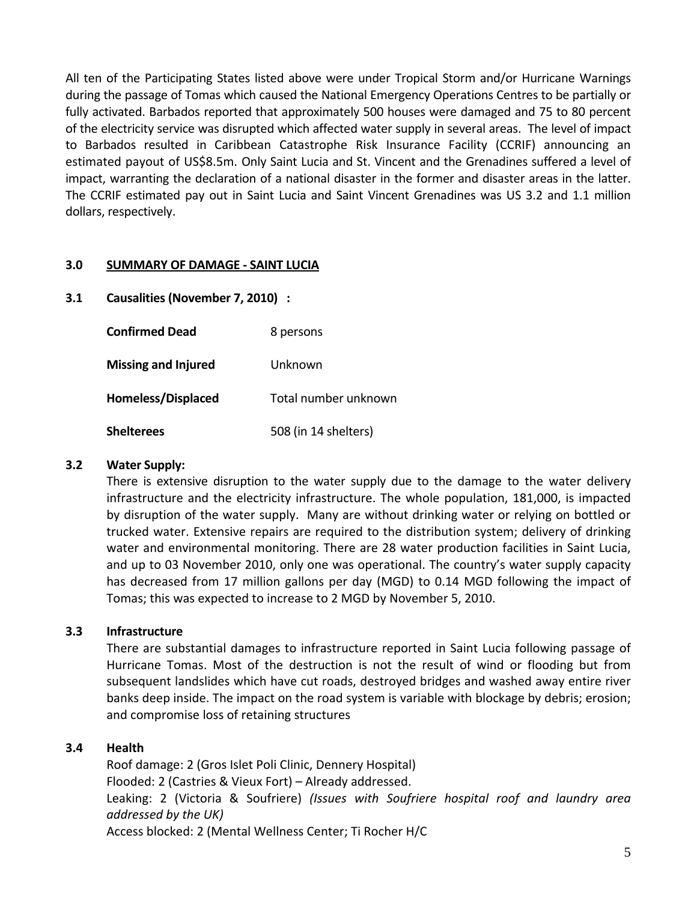All ten of the Participating States listed above were under Tropical Storm and/or Hurricane Warnings during the passage of Tomas which caused the National Emergency Operations Centres to be partially or fully activated. Barbados reported that approximately 500 houses were damaged and 75 to 80 percent of the electricity service was disrupted which affected water supply in several areas. The level of impact to Barbados resulted in Caribbean Catastrophe Risk Insurance Facility (CCRIF) announcing an estimated payout of US$8.5m. Only Saint Lucia and St. Vincent and the Grenadines suffered a level of impact, warranting the declaration of a national disaster in the former and disaster areas in the latter. The CCRIF estimated pay out in Saint Lucia and Saint Vincent Grenadines was US 3.2 and 1.1 million dollars, respectively.

## 3.0 SUMMARY OF DAMAGE - SAINT LUCIA

### 3.1 Causalities (November 7, 2010) :

| | |
|---|---|
| **Confirmed Dead** | 8 persons |
| **Missing and Injured** | Unknown |
| **Homeless/Displaced** | Total number unknown |
| **Shelterees** | 508 (in 14 shelters) |

### 3.2 Water Supply:

There is extensive disruption to the water supply due to the damage to the water delivery infrastructure and the electricity infrastructure. The whole population, 181,000, is impacted by disruption of the water supply. Many are without drinking water or relying on bottled or trucked water. Extensive repairs are required to the distribution system; delivery of drinking water and environmental monitoring. There are 28 water production facilities in Saint Lucia, and up to 03 November 2010, only one was operational. The country's water supply capacity has decreased from 17 million gallons per day (MGD) to 0.14 MGD following the impact of Tomas; this was expected to increase to 2 MGD by November 5, 2010.

### 3.3 Infrastructure

There are substantial damages to infrastructure reported in Saint Lucia following passage of Hurricane Tomas. Most of the destruction is not the result of wind or flooding but from subsequent landslides which have cut roads, destroyed bridges and washed away entire river banks deep inside. The impact on the road system is variable with blockage by debris; erosion; and compromise loss of retaining structures

### 3.4 Health

Roof damage: 2 (Gros Islet Poli Clinic, Dennery Hospital)
Flooded: 2 (Castries & Vieux Fort) – Already addressed.
Leaking: 2 (Victoria & Soufriere) *(Issues with Soufriere hospital roof and laundry area addressed by the UK)*
Access blocked: 2 (Mental Wellness Center; Ti Rocher H/C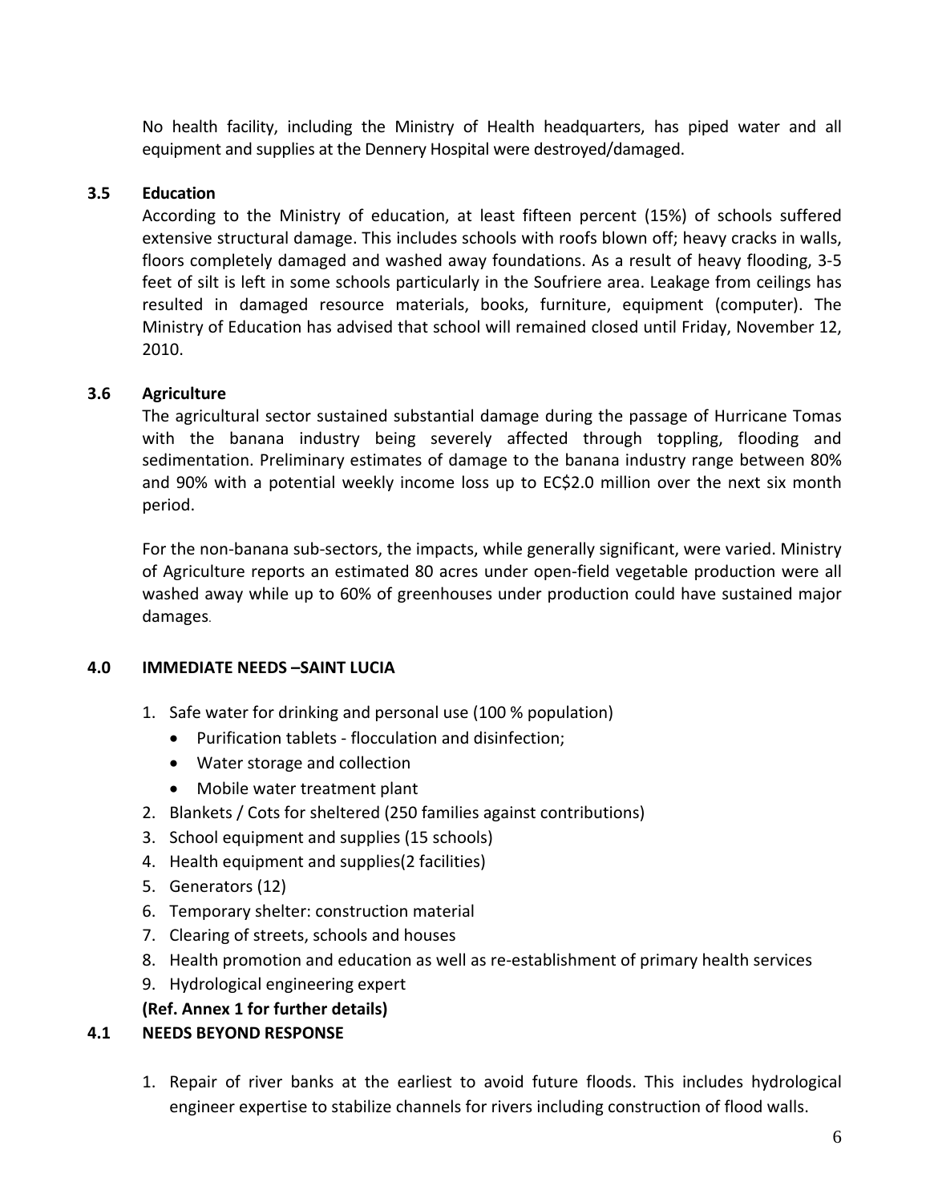No health facility, including the Ministry of Health headquarters, has piped water and all equipment and supplies at the Dennery Hospital were destroyed/damaged.

### 3.5 Education

According to the Ministry of education, at least fifteen percent (15%) of schools suffered extensive structural damage. This includes schools with roofs blown off; heavy cracks in walls, floors completely damaged and washed away foundations. As a result of heavy flooding, 3-5 feet of silt is left in some schools particularly in the Soufriere area. Leakage from ceilings has resulted in damaged resource materials, books, furniture, equipment (computer). The Ministry of Education has advised that school will remained closed until Friday, November 12, 2010.

### 3.6 Agriculture

The agricultural sector sustained substantial damage during the passage of Hurricane Tomas with the banana industry being severely affected through toppling, flooding and sedimentation. Preliminary estimates of damage to the banana industry range between 80% and 90% with a potential weekly income loss up to EC$2.0 million over the next six month period.

For the non-banana sub-sectors, the impacts, while generally significant, were varied. Ministry of Agriculture reports an estimated 80 acres under open-field vegetable production were all washed away while up to 60% of greenhouses under production could have sustained major damages.

## 4.0 IMMEDIATE NEEDS –SAINT LUCIA

1. Safe water for drinking and personal use (100 % population)
   - Purification tablets - flocculation and disinfection;
   - Water storage and collection
   - Mobile water treatment plant
2. Blankets / Cots for sheltered (250 families against contributions)
3. School equipment and supplies (15 schools)
4. Health equipment and supplies(2 facilities)
5. Generators (12)
6. Temporary shelter: construction material
7. Clearing of streets, schools and houses
8. Health promotion and education as well as re-establishment of primary health services
9. Hydrological engineering expert

**(Ref. Annex 1 for further details)**

## 4.1 NEEDS BEYOND RESPONSE

1. Repair of river banks at the earliest to avoid future floods. This includes hydrological engineer expertise to stabilize channels for rivers including construction of flood walls.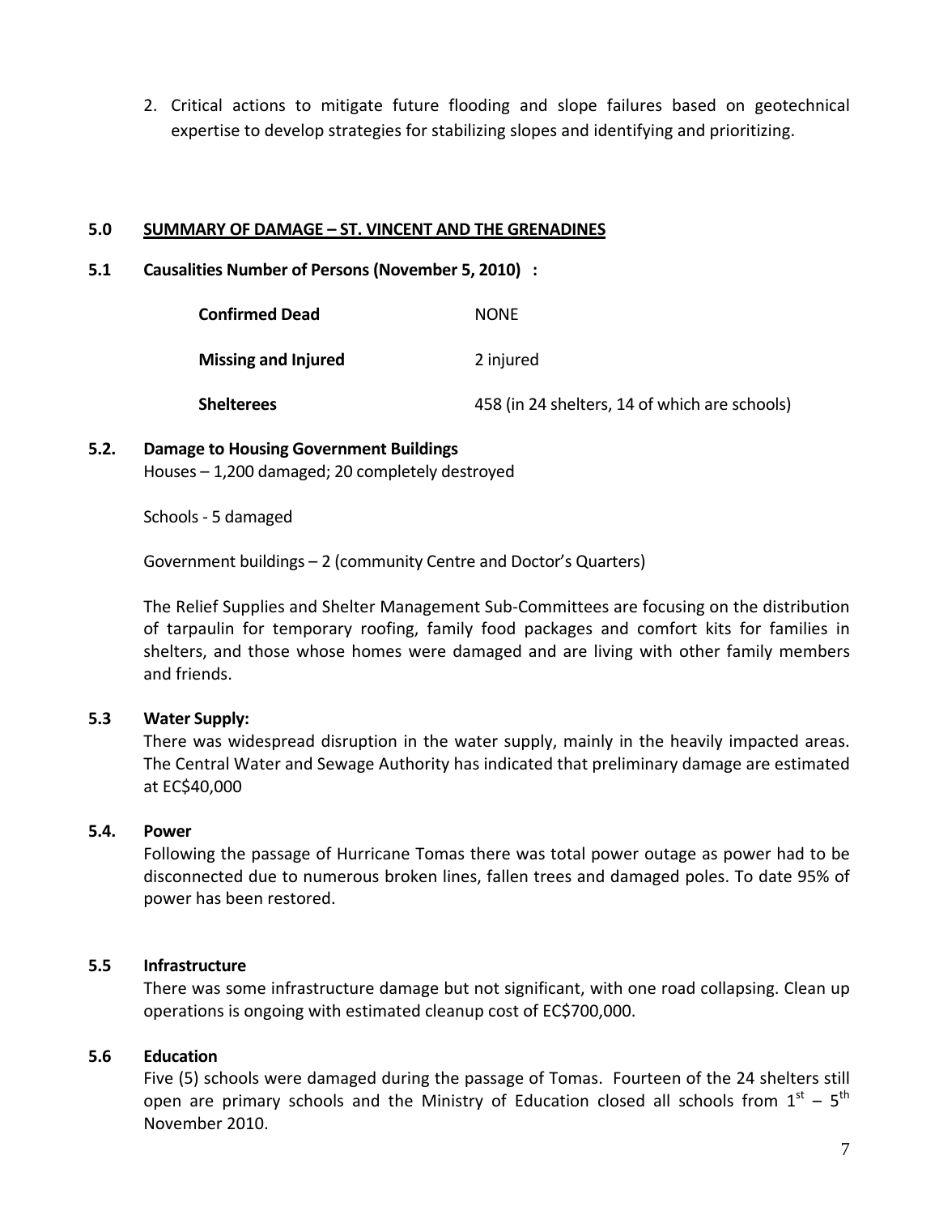2. Critical actions to mitigate future flooding and slope failures based on geotechnical expertise to develop strategies for stabilizing slopes and identifying and prioritizing.

## 5.0 SUMMARY OF DAMAGE – ST. VINCENT AND THE GRENADINES

### 5.1 Causalities Number of Persons (November 5, 2010) :

| | |
|---|---|
| **Confirmed Dead** | NONE |
| **Missing and Injured** | 2 injured |
| **Shelterees** | 458 (in 24 shelters, 14 of which are schools) |

### 5.2. Damage to Housing Government Buildings

Houses – 1,200 damaged; 20 completely destroyed

Schools - 5 damaged

Government buildings – 2 (community Centre and Doctor's Quarters)

The Relief Supplies and Shelter Management Sub-Committees are focusing on the distribution of tarpaulin for temporary roofing, family food packages and comfort kits for families in shelters, and those whose homes were damaged and are living with other family members and friends.

### 5.3 Water Supply:

There was widespread disruption in the water supply, mainly in the heavily impacted areas. The Central Water and Sewage Authority has indicated that preliminary damage are estimated at EC$40,000

### 5.4. Power

Following the passage of Hurricane Tomas there was total power outage as power had to be disconnected due to numerous broken lines, fallen trees and damaged poles. To date 95% of power has been restored.

### 5.5 Infrastructure

There was some infrastructure damage but not significant, with one road collapsing. Clean up operations is ongoing with estimated cleanup cost of EC$700,000.

### 5.6 Education

Five (5) schools were damaged during the passage of Tomas. Fourteen of the 24 shelters still open are primary schools and the Ministry of Education closed all schools from 1st – 5th November 2010.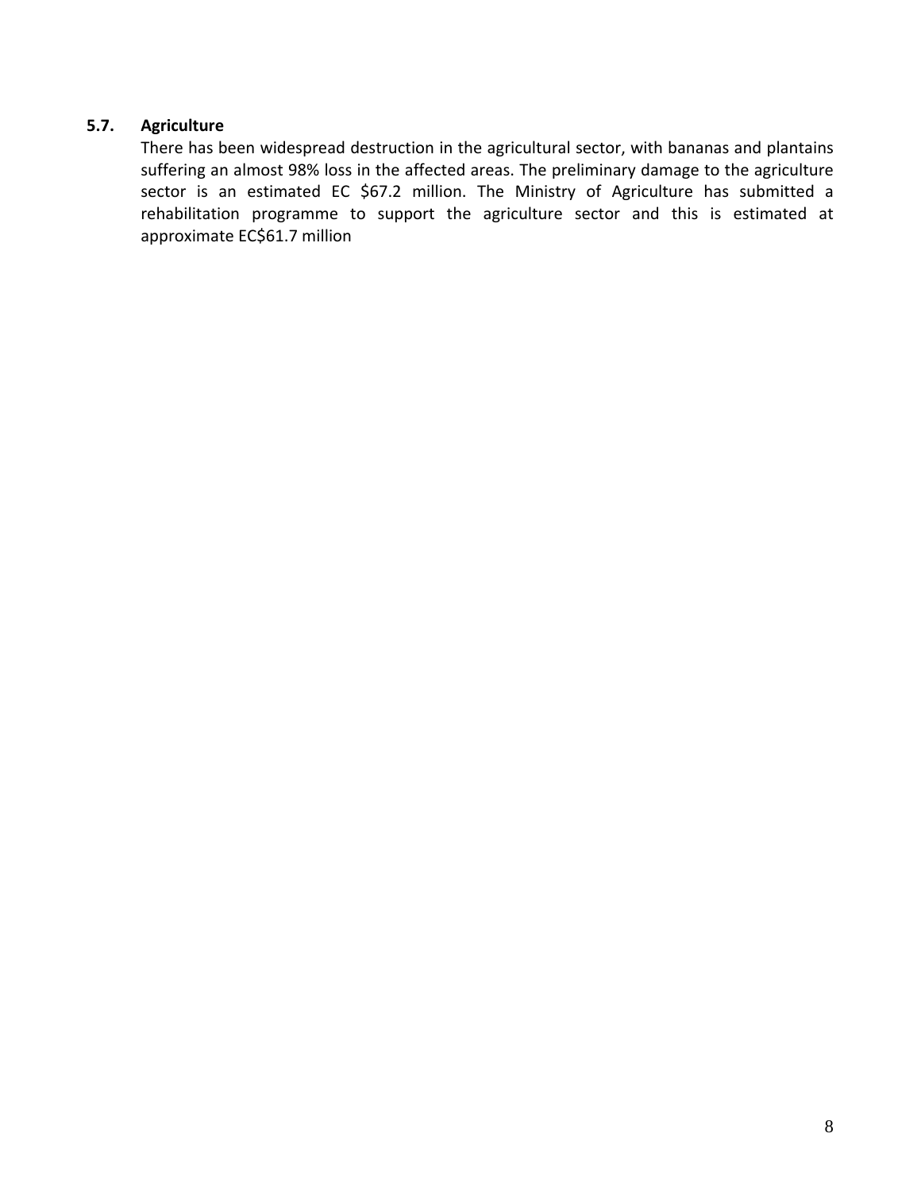### 5.7. Agriculture

There has been widespread destruction in the agricultural sector, with bananas and plantains suffering an almost 98% loss in the affected areas. The preliminary damage to the agriculture sector is an estimated EC $67.2 million. The Ministry of Agriculture has submitted a rehabilitation programme to support the agriculture sector and this is estimated at approximate EC$61.7 million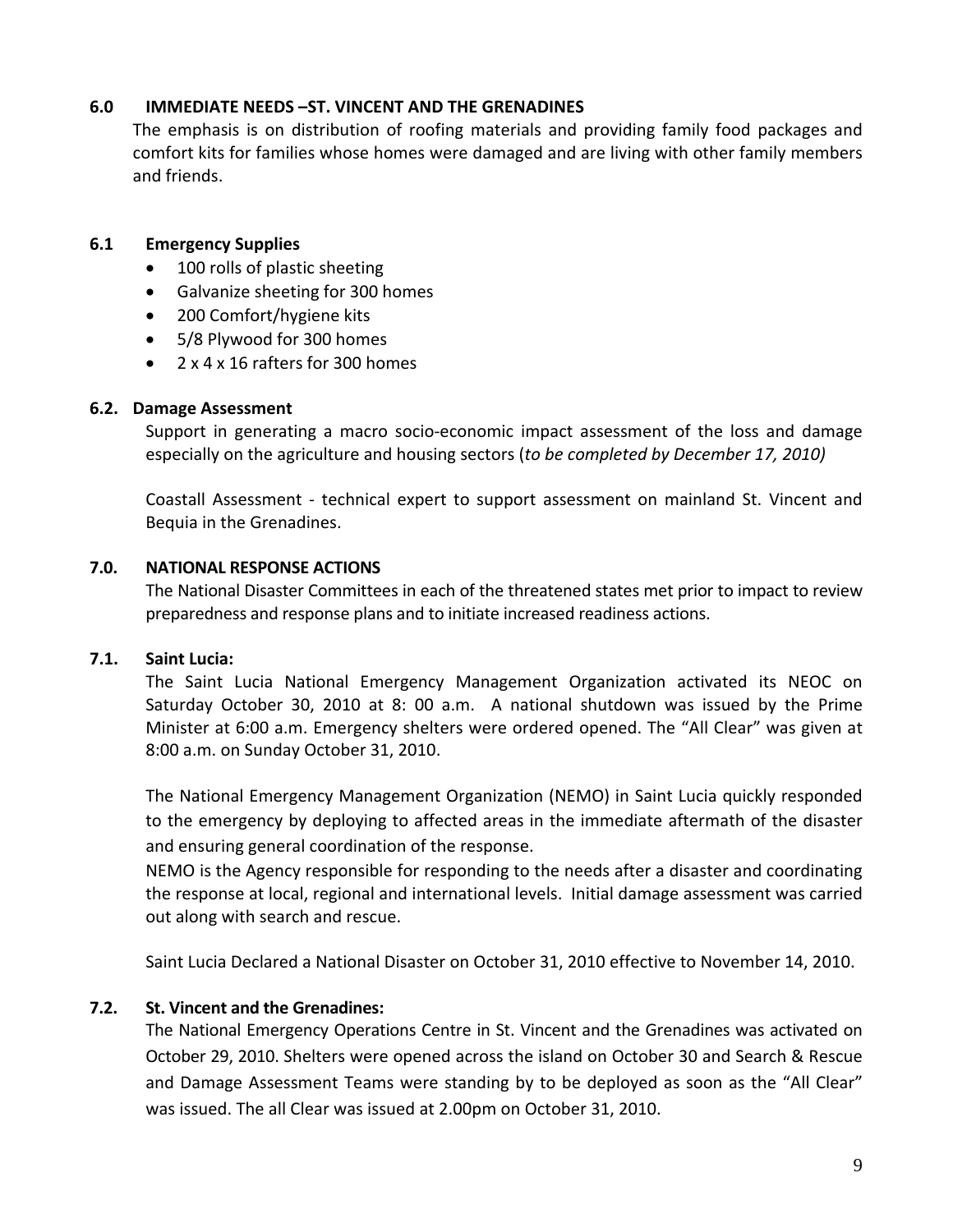### 6.0 IMMEDIATE NEEDS –ST. VINCENT AND THE GRENADINES

The emphasis is on distribution of roofing materials and providing family food packages and comfort kits for families whose homes were damaged and are living with other family members and friends.

### 6.1 Emergency Supplies

- 100 rolls of plastic sheeting
- Galvanize sheeting for 300 homes
- 200 Comfort/hygiene kits
- 5/8 Plywood for 300 homes
- 2 x 4 x 16 rafters for 300 homes

### 6.2. Damage Assessment

Support in generating a macro socio-economic impact assessment of the loss and damage especially on the agriculture and housing sectors (*to be completed by December 17, 2010)*

Coastall Assessment - technical expert to support assessment on mainland St. Vincent and Bequia in the Grenadines.

### 7.0. NATIONAL RESPONSE ACTIONS

The National Disaster Committees in each of the threatened states met prior to impact to review preparedness and response plans and to initiate increased readiness actions.

### 7.1. Saint Lucia:

The Saint Lucia National Emergency Management Organization activated its NEOC on Saturday October 30, 2010 at 8: 00 a.m. A national shutdown was issued by the Prime Minister at 6:00 a.m. Emergency shelters were ordered opened. The "All Clear" was given at 8:00 a.m. on Sunday October 31, 2010.

The National Emergency Management Organization (NEMO) in Saint Lucia quickly responded to the emergency by deploying to affected areas in the immediate aftermath of the disaster and ensuring general coordination of the response.

NEMO is the Agency responsible for responding to the needs after a disaster and coordinating the response at local, regional and international levels. Initial damage assessment was carried out along with search and rescue.

Saint Lucia Declared a National Disaster on October 31, 2010 effective to November 14, 2010.

### 7.2. St. Vincent and the Grenadines:

The National Emergency Operations Centre in St. Vincent and the Grenadines was activated on October 29, 2010. Shelters were opened across the island on October 30 and Search & Rescue and Damage Assessment Teams were standing by to be deployed as soon as the "All Clear" was issued. The all Clear was issued at 2.00pm on October 31, 2010.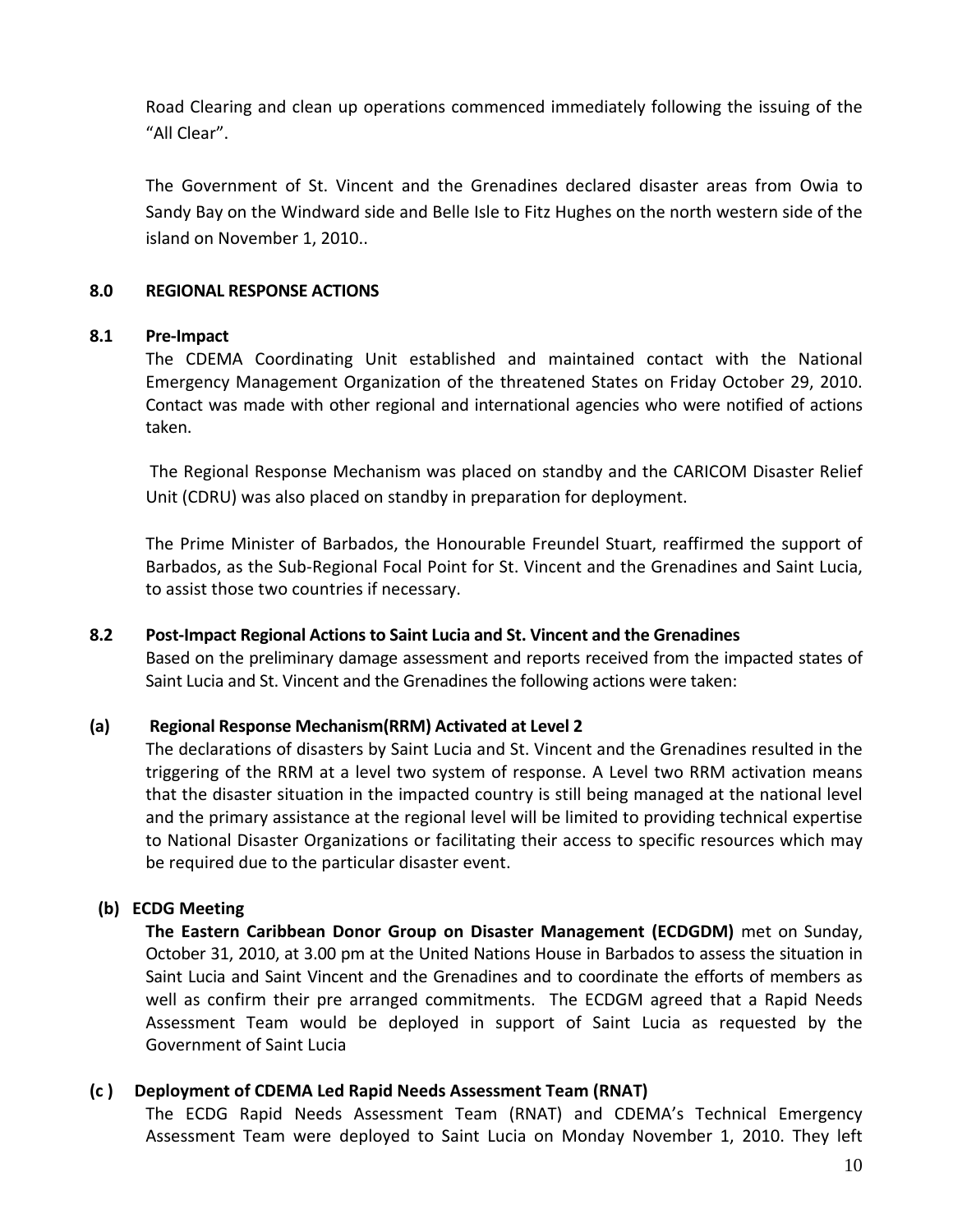Road Clearing and clean up operations commenced immediately following the issuing of the "All Clear".

The Government of St. Vincent and the Grenadines declared disaster areas from Owia to Sandy Bay on the Windward side and Belle Isle to Fitz Hughes on the north western side of the island on November 1, 2010..

## 8.0 REGIONAL RESPONSE ACTIONS

### 8.1 Pre-Impact

The CDEMA Coordinating Unit established and maintained contact with the National Emergency Management Organization of the threatened States on Friday October 29, 2010. Contact was made with other regional and international agencies who were notified of actions taken.

The Regional Response Mechanism was placed on standby and the CARICOM Disaster Relief Unit (CDRU) was also placed on standby in preparation for deployment.

The Prime Minister of Barbados, the Honourable Freundel Stuart, reaffirmed the support of Barbados, as the Sub-Regional Focal Point for St. Vincent and the Grenadines and Saint Lucia, to assist those two countries if necessary.

### 8.2 Post-Impact Regional Actions to Saint Lucia and St. Vincent and the Grenadines

Based on the preliminary damage assessment and reports received from the impacted states of Saint Lucia and St. Vincent and the Grenadines the following actions were taken:

#### (a) Regional Response Mechanism(RRM) Activated at Level 2

The declarations of disasters by Saint Lucia and St. Vincent and the Grenadines resulted in the triggering of the RRM at a level two system of response. A Level two RRM activation means that the disaster situation in the impacted country is still being managed at the national level and the primary assistance at the regional level will be limited to providing technical expertise to National Disaster Organizations or facilitating their access to specific resources which may be required due to the particular disaster event.

#### (b) ECDG Meeting

**The Eastern Caribbean Donor Group on Disaster Management (ECDGDM)** met on Sunday, October 31, 2010, at 3.00 pm at the United Nations House in Barbados to assess the situation in Saint Lucia and Saint Vincent and the Grenadines and to coordinate the efforts of members as well as confirm their pre arranged commitments. The ECDGM agreed that a Rapid Needs Assessment Team would be deployed in support of Saint Lucia as requested by the Government of Saint Lucia

#### (c ) Deployment of CDEMA Led Rapid Needs Assessment Team (RNAT)

The ECDG Rapid Needs Assessment Team (RNAT) and CDEMA's Technical Emergency Assessment Team were deployed to Saint Lucia on Monday November 1, 2010. They left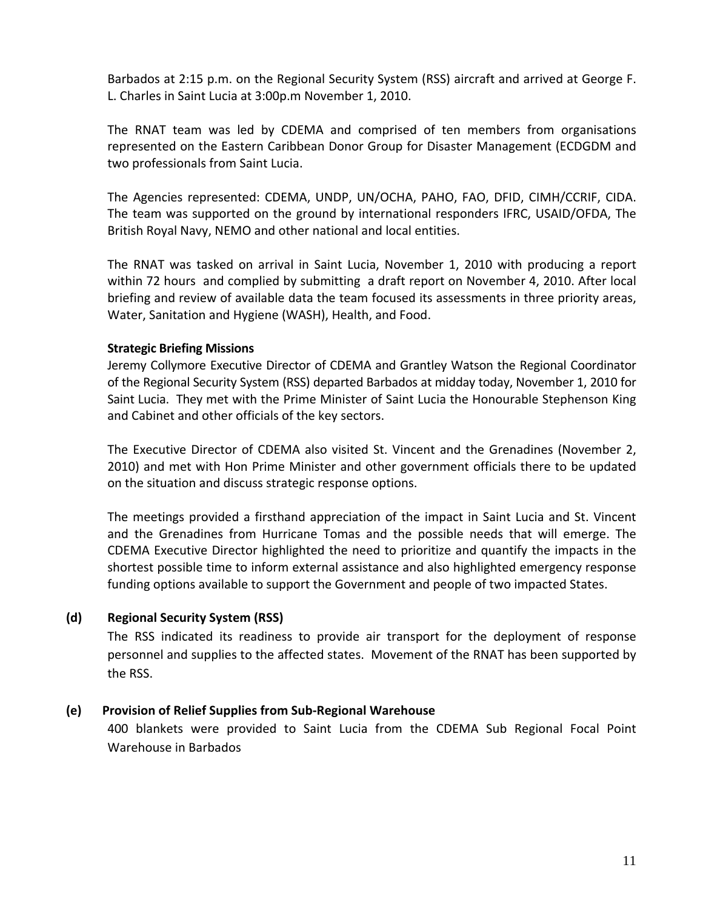Barbados at 2:15 p.m. on the Regional Security System (RSS) aircraft and arrived at George F. L. Charles in Saint Lucia at 3:00p.m November 1, 2010.

The RNAT team was led by CDEMA and comprised of ten members from organisations represented on the Eastern Caribbean Donor Group for Disaster Management (ECDGDM and two professionals from Saint Lucia.

The Agencies represented: CDEMA, UNDP, UN/OCHA, PAHO, FAO, DFID, CIMH/CCRIF, CIDA. The team was supported on the ground by international responders IFRC, USAID/OFDA, The British Royal Navy, NEMO and other national and local entities.

The RNAT was tasked on arrival in Saint Lucia, November 1, 2010 with producing a report within 72 hours and complied by submitting a draft report on November 4, 2010. After local briefing and review of available data the team focused its assessments in three priority areas, Water, Sanitation and Hygiene (WASH), Health, and Food.

**Strategic Briefing Missions**

Jeremy Collymore Executive Director of CDEMA and Grantley Watson the Regional Coordinator of the Regional Security System (RSS) departed Barbados at midday today, November 1, 2010 for Saint Lucia. They met with the Prime Minister of Saint Lucia the Honourable Stephenson King and Cabinet and other officials of the key sectors.

The Executive Director of CDEMA also visited St. Vincent and the Grenadines (November 2, 2010) and met with Hon Prime Minister and other government officials there to be updated on the situation and discuss strategic response options.

The meetings provided a firsthand appreciation of the impact in Saint Lucia and St. Vincent and the Grenadines from Hurricane Tomas and the possible needs that will emerge. The CDEMA Executive Director highlighted the need to prioritize and quantify the impacts in the shortest possible time to inform external assistance and also highlighted emergency response funding options available to support the Government and people of two impacted States.

**(d) Regional Security System (RSS)**

The RSS indicated its readiness to provide air transport for the deployment of response personnel and supplies to the affected states. Movement of the RNAT has been supported by the RSS.

**(e) Provision of Relief Supplies from Sub-Regional Warehouse**

400 blankets were provided to Saint Lucia from the CDEMA Sub Regional Focal Point Warehouse in Barbados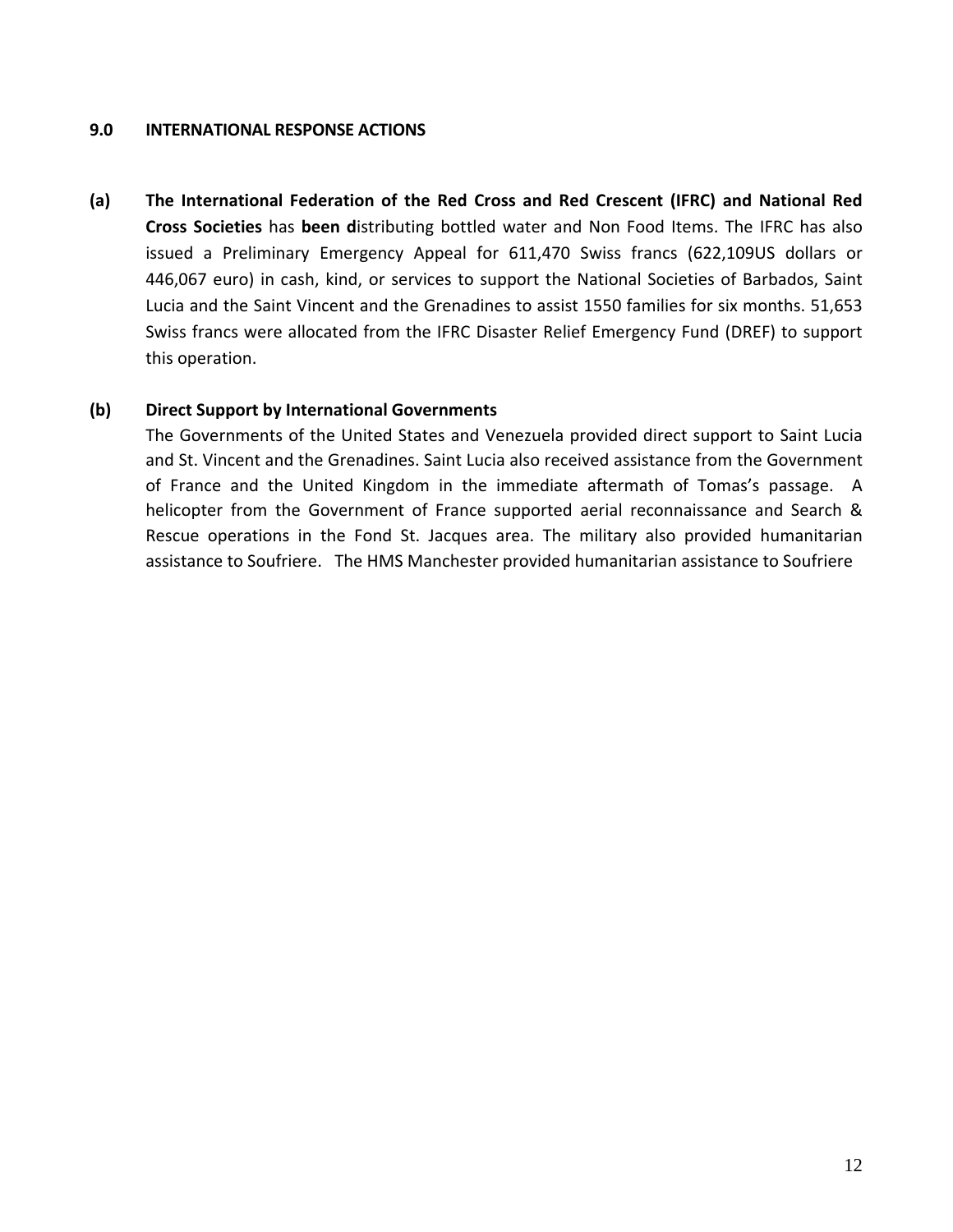## 9.0 INTERNATIONAL RESPONSE ACTIONS

**(a)** **The International Federation of the Red Cross and Red Crescent (IFRC) and National Red Cross Societies** has **been d**istributing bottled water and Non Food Items. The IFRC has also issued a Preliminary Emergency Appeal for 611,470 Swiss francs (622,109US dollars or 446,067 euro) in cash, kind, or services to support the National Societies of Barbados, Saint Lucia and the Saint Vincent and the Grenadines to assist 1550 families for six months. 51,653 Swiss francs were allocated from the IFRC Disaster Relief Emergency Fund (DREF) to support this operation.

**(b)** **Direct Support by International Governments**

The Governments of the United States and Venezuela provided direct support to Saint Lucia and St. Vincent and the Grenadines. Saint Lucia also received assistance from the Government of France and the United Kingdom in the immediate aftermath of Tomas's passage. A helicopter from the Government of France supported aerial reconnaissance and Search & Rescue operations in the Fond St. Jacques area. The military also provided humanitarian assistance to Soufriere. The HMS Manchester provided humanitarian assistance to Soufriere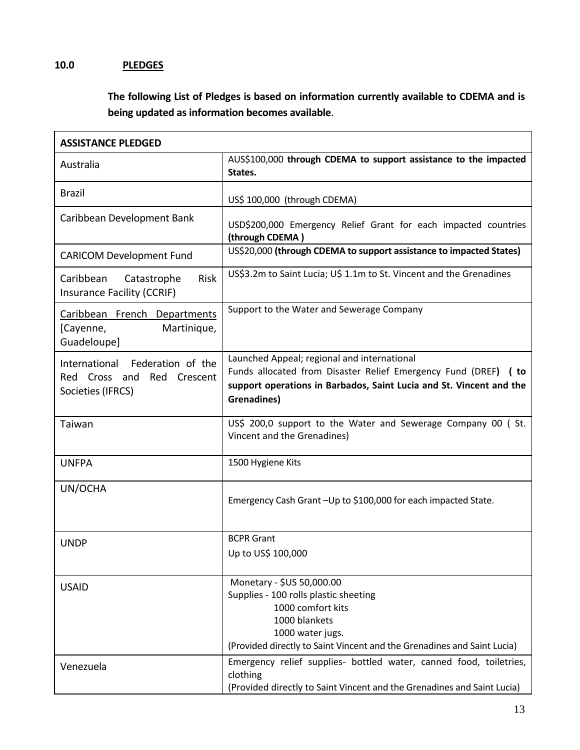## 10.0 PLEDGES

**The following List of Pledges is based on information currently available to CDEMA and is being updated as information becomes available**.

| ASSISTANCE PLEDGED | |
|---|---|
| Australia | AUS$100,000 **through CDEMA to support assistance to the impacted States.** |
| Brazil | US$ 100,000 (through CDEMA) |
| Caribbean Development Bank | USD$200,000 Emergency Relief Grant for each impacted countries **(through CDEMA )** |
| CARICOM Development Fund | US$20,000 **(through CDEMA to support assistance to impacted States)** |
| Caribbean Catastrophe Risk Insurance Facility (CCRIF) | US$3.2m to Saint Lucia; U$ 1.1m to St. Vincent and the Grenadines |
| Caribbean French Departments [Cayenne, Martinique, Guadeloupe] | Support to the Water and Sewerage Company |
| International Federation of the Red Cross and Red Crescent Societies (IFRCS) | Launched Appeal; regional and international<br>Funds allocated from Disaster Relief Emergency Fund (DREF**) ( to support operations in Barbados, Saint Lucia and St. Vincent and the Grenadines)** |
| Taiwan | US$ 200,0 support to the Water and Sewerage Company 00 ( St. Vincent and the Grenadines) |
| UNFPA | 1500 Hygiene Kits |
| UN/OCHA | Emergency Cash Grant –Up to $100,000 for each impacted State. |
| UNDP | BCPR Grant<br>Up to US$ 100,000 |
| USAID | Monetary - $US 50,000.00<br>Supplies - 100 rolls plastic sheeting<br>1000 comfort kits<br>1000 blankets<br>1000 water jugs.<br>(Provided directly to Saint Vincent and the Grenadines and Saint Lucia) |
| Venezuela | Emergency relief supplies- bottled water, canned food, toiletries, clothing<br>(Provided directly to Saint Vincent and the Grenadines and Saint Lucia) |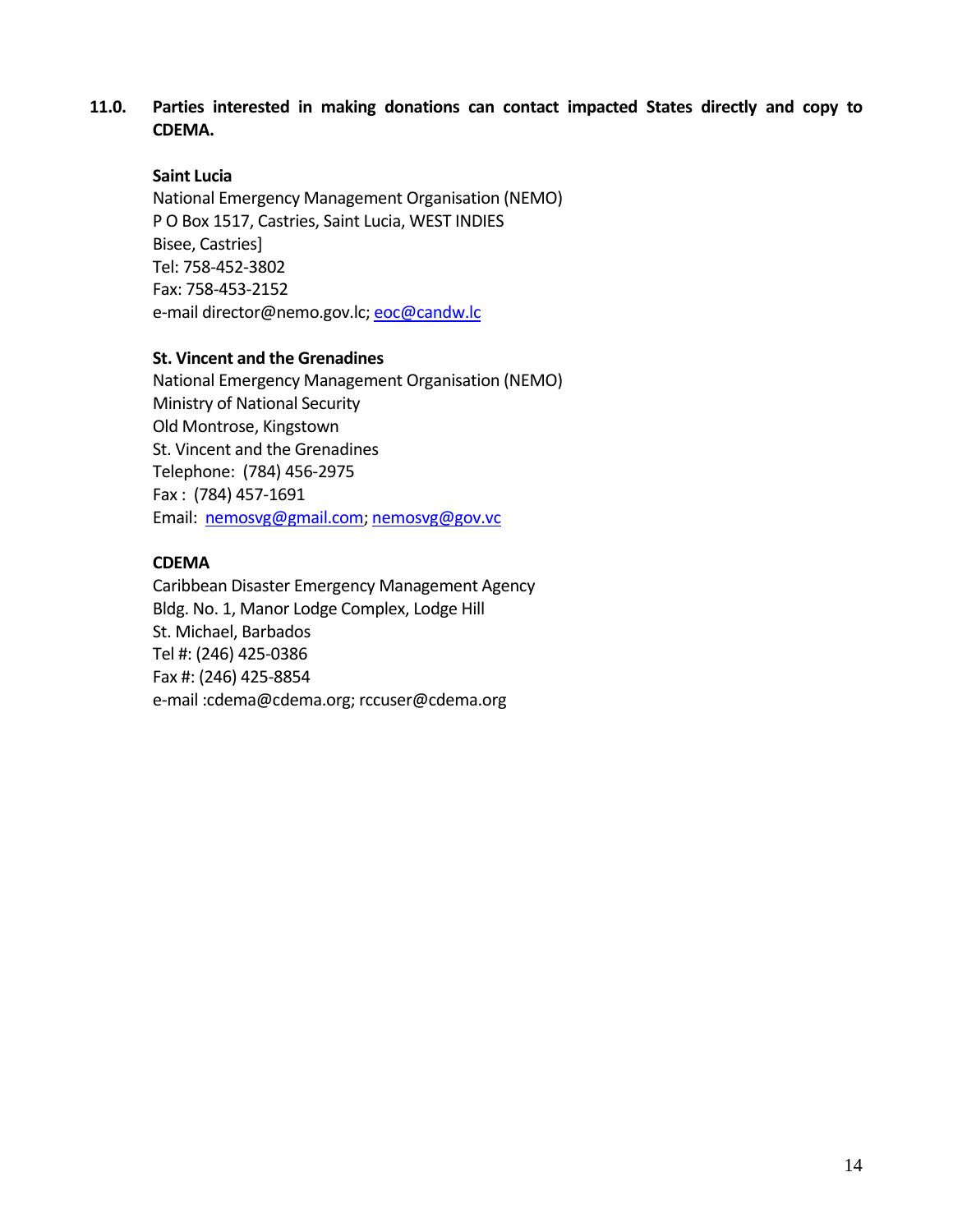**11.0. Parties interested in making donations can contact impacted States directly and copy to CDEMA.**

**Saint Lucia**

National Emergency Management Organisation (NEMO)
P O Box 1517, Castries, Saint Lucia, WEST INDIES
Bisee, Castries]
Tel: 758-452-3802
Fax: 758-453-2152
e-mail director@nemo.gov.lc; eoc@candw.lc

**St. Vincent and the Grenadines**

National Emergency Management Organisation (NEMO)
Ministry of National Security
Old Montrose, Kingstown
St. Vincent and the Grenadines
Telephone: (784) 456-2975
Fax : (784) 457-1691
Email: nemosvg@gmail.com; nemosvg@gov.vc

**CDEMA**

Caribbean Disaster Emergency Management Agency
Bldg. No. 1, Manor Lodge Complex, Lodge Hill
St. Michael, Barbados
Tel #: (246) 425-0386
Fax #: (246) 425-8854
e-mail :cdema@cdema.org; rccuser@cdema.org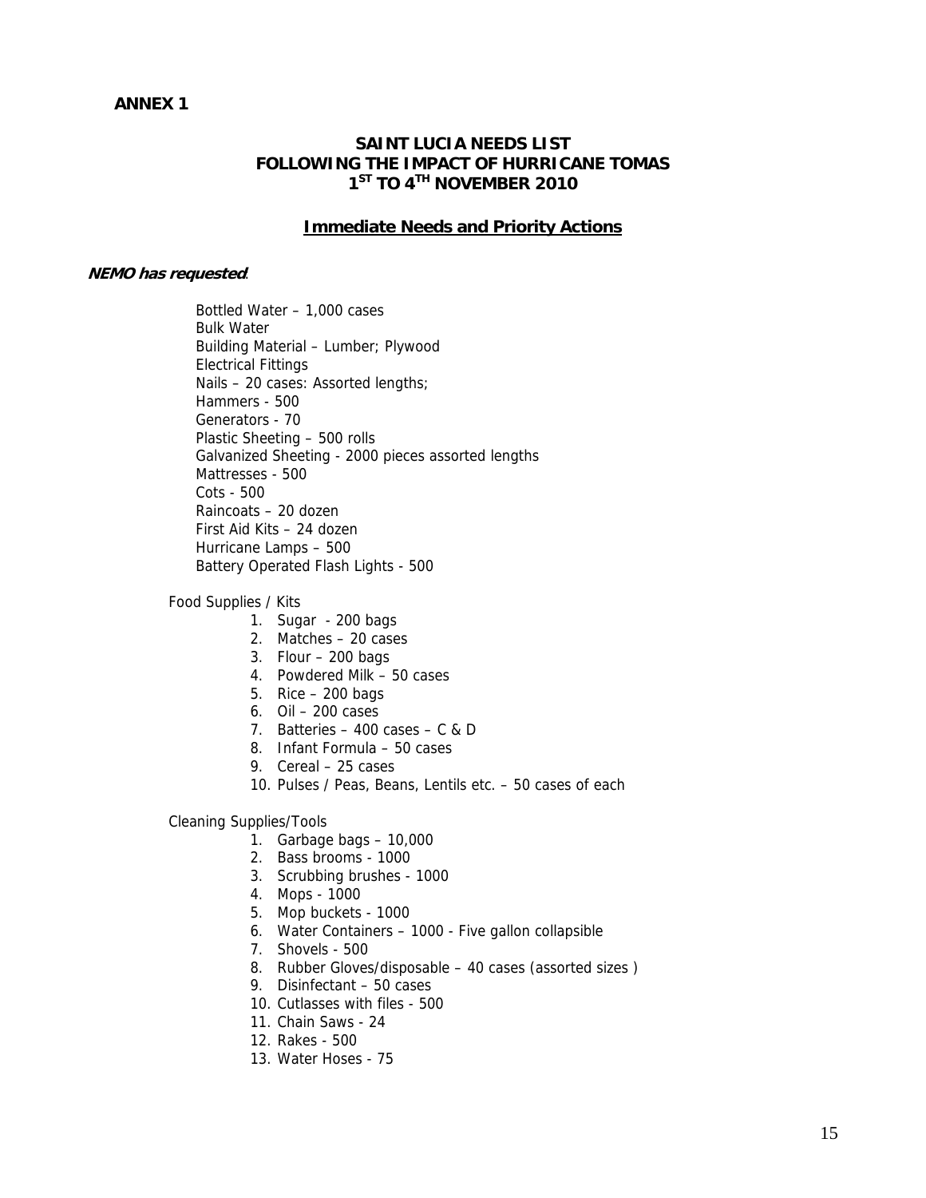**ANNEX 1**

## SAINT LUCIA NEEDS LIST
## FOLLOWING THE IMPACT OF HURRICANE TOMAS
## 1ST TO 4TH NOVEMBER 2010

### Immediate Needs and Priority Actions

***NEMO has requested***.

Bottled Water – 1,000 cases
Bulk Water
Building Material – Lumber; Plywood
Electrical Fittings
Nails – 20 cases: Assorted lengths;
Hammers - 500
Generators - 70
Plastic Sheeting – 500 rolls
Galvanized Sheeting - 2000 pieces assorted lengths
Mattresses - 500
Cots - 500
Raincoats – 20 dozen
First Aid Kits – 24 dozen
Hurricane Lamps – 500
Battery Operated Flash Lights - 500

Food Supplies / Kits

1. Sugar - 200 bags
2. Matches – 20 cases
3. Flour – 200 bags
4. Powdered Milk – 50 cases
5. Rice – 200 bags
6. Oil – 200 cases
7. Batteries – 400 cases – C & D
8. Infant Formula – 50 cases
9. Cereal – 25 cases
10. Pulses / Peas, Beans, Lentils etc. – 50 cases of each

Cleaning Supplies/Tools

1. Garbage bags – 10,000
2. Bass brooms - 1000
3. Scrubbing brushes - 1000
4. Mops - 1000
5. Mop buckets - 1000
6. Water Containers – 1000 - Five gallon collapsible
7. Shovels - 500
8. Rubber Gloves/disposable – 40 cases (assorted sizes )
9. Disinfectant – 50 cases
10. Cutlasses with files - 500
11. Chain Saws - 24
12. Rakes - 500
13. Water Hoses - 75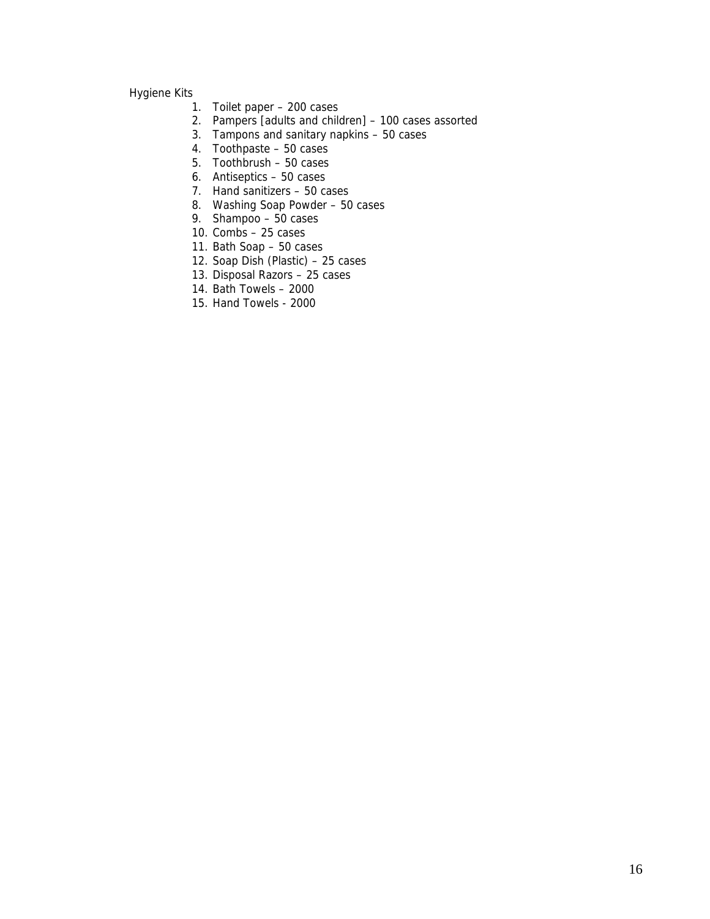Hygiene Kits

1. Toilet paper – 200 cases
2. Pampers [adults and children] – 100 cases assorted
3. Tampons and sanitary napkins – 50 cases
4. Toothpaste – 50 cases
5. Toothbrush – 50 cases
6. Antiseptics – 50 cases
7. Hand sanitizers – 50 cases
8. Washing Soap Powder – 50 cases
9. Shampoo – 50 cases
10. Combs – 25 cases
11. Bath Soap – 50 cases
12. Soap Dish (Plastic) – 25 cases
13. Disposal Razors – 25 cases
14. Bath Towels – 2000
15. Hand Towels - 2000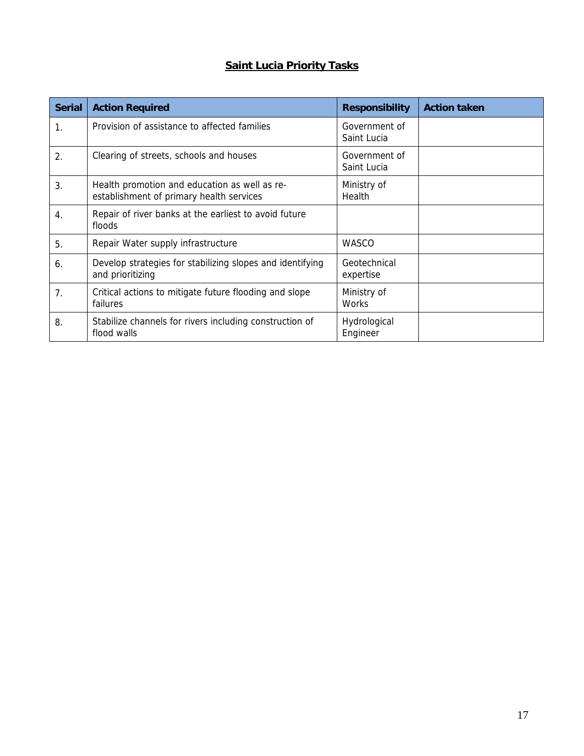## Saint Lucia Priority Tasks

| Serial | Action Required | Responsibility | Action taken |
|---|---|---|---|
| 1. | Provision of assistance to affected families | Government of Saint Lucia | |
| 2. | Clearing of streets, schools and houses | Government of Saint Lucia | |
| 3. | Health promotion and education as well as re-establishment of primary health services | Ministry of Health | |
| 4. | Repair of river banks at the earliest to avoid future floods | | |
| 5. | Repair Water supply infrastructure | WASCO | |
| 6. | Develop strategies for stabilizing slopes and identifying and prioritizing | Geotechnical expertise | |
| 7. | Critical actions to mitigate future flooding and slope failures | Ministry of Works | |
| 8. | Stabilize channels for rivers including construction of flood walls | Hydrological Engineer | |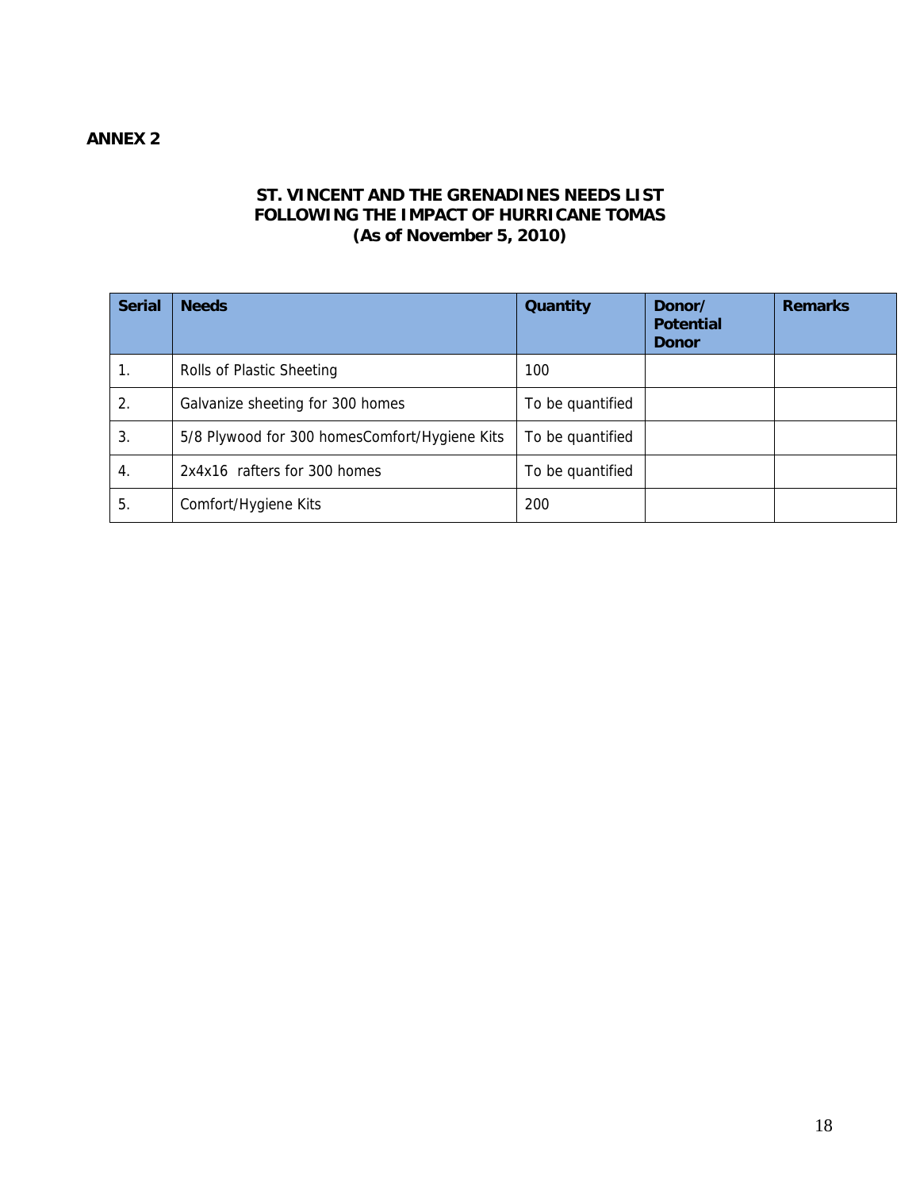**ANNEX 2**

**ST. VINCENT AND THE GRENADINES NEEDS LIST FOLLOWING THE IMPACT OF HURRICANE TOMAS (As of November 5, 2010)**

| Serial | Needs | Quantity | Donor/ Potential Donor | Remarks |
|---|---|---|---|---|
| 1. | Rolls of Plastic Sheeting | 100 | | |
| 2. | Galvanize sheeting for 300 homes | To be quantified | | |
| 3. | 5/8 Plywood for 300 homesComfort/Hygiene Kits | To be quantified | | |
| 4. | 2x4x16  rafters for 300 homes | To be quantified | | |
| 5. | Comfort/Hygiene Kits | 200 | | |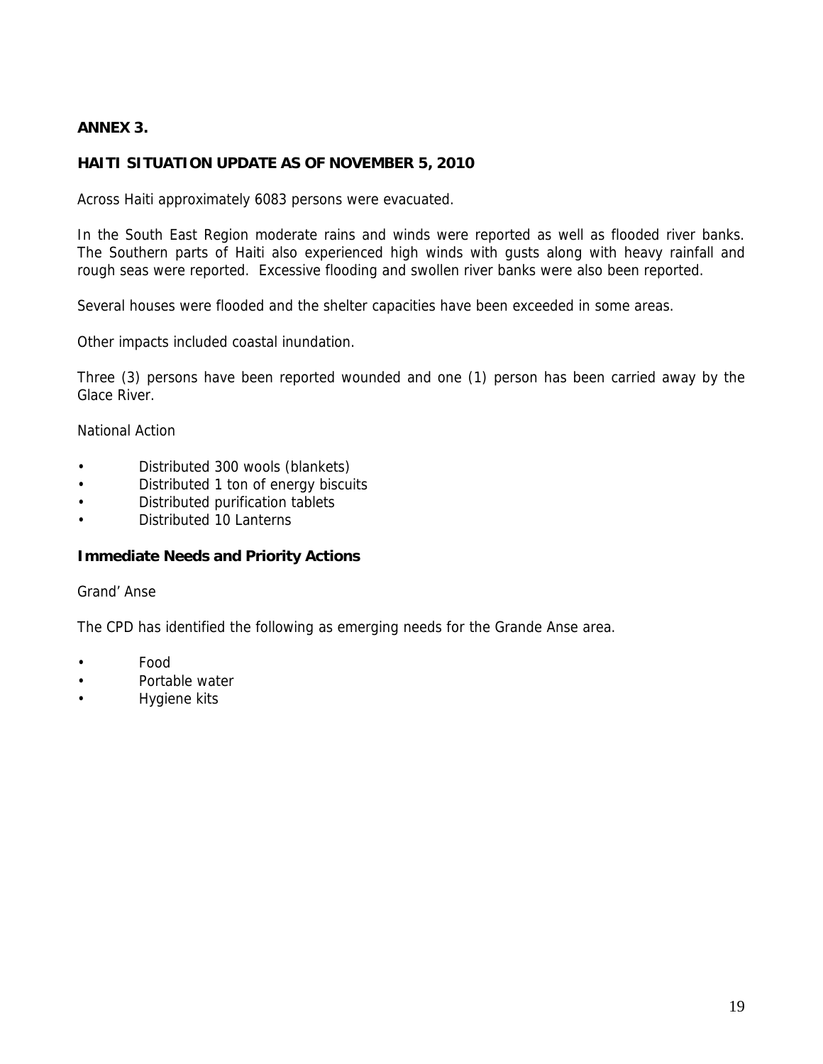**ANNEX 3.**

**HAITI SITUATION UPDATE AS OF NOVEMBER 5, 2010**

Across Haiti approximately 6083 persons were evacuated.

In the South East Region moderate rains and winds were reported as well as flooded river banks. The Southern parts of Haiti also experienced high winds with gusts along with heavy rainfall and rough seas were reported. Excessive flooding and swollen river banks were also been reported.

Several houses were flooded and the shelter capacities have been exceeded in some areas.

Other impacts included coastal inundation.

Three (3) persons have been reported wounded and one (1) person has been carried away by the Glace River.

National Action

- Distributed 300 wools (blankets)
- Distributed 1 ton of energy biscuits
- Distributed purification tablets
- Distributed 10 Lanterns

**Immediate Needs and Priority Actions**

Grand' Anse

The CPD has identified the following as emerging needs for the Grande Anse area.

- Food
- Portable water
- Hygiene kits